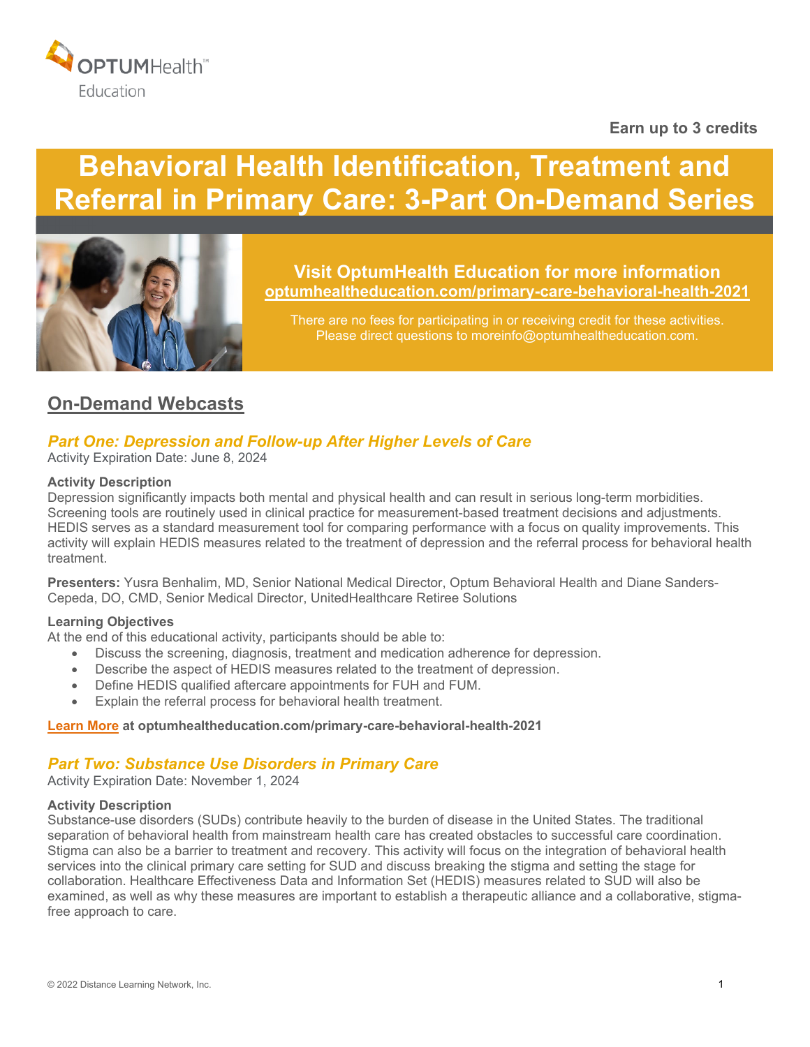OPTUMHealth™
Education

**Earn up to 3 credits**

# Behavioral Health Identification, Treatment and Referral in Primary Care: 3-Part On-Demand Series

**Visit OptumHealth Education for more information**
**optumhealtheducation.com/primary-care-behavioral-health-2021**

There are no fees for participating in or receiving credit for these activities.
Please direct questions to moreinfo@optumhealtheducation.com.

## On-Demand Webcasts

### *Part One: Depression and Follow-up After Higher Levels of Care*

Activity Expiration Date: June 8, 2024

**Activity Description**
Depression significantly impacts both mental and physical health and can result in serious long-term morbidities. Screening tools are routinely used in clinical practice for measurement-based treatment decisions and adjustments. HEDIS serves as a standard measurement tool for comparing performance with a focus on quality improvements. This activity will explain HEDIS measures related to the treatment of depression and the referral process for behavioral health treatment.

**Presenters:** Yusra Benhalim, MD, Senior National Medical Director, Optum Behavioral Health and Diane Sanders-Cepeda, DO, CMD, Senior Medical Director, UnitedHealthcare Retiree Solutions

**Learning Objectives**
At the end of this educational activity, participants should be able to:

- Discuss the screening, diagnosis, treatment and medication adherence for depression.
- Describe the aspect of HEDIS measures related to the treatment of depression.
- Define HEDIS qualified aftercare appointments for FUH and FUM.
- Explain the referral process for behavioral health treatment.

**Learn More at optumhealtheducation.com/primary-care-behavioral-health-2021**

### *Part Two: Substance Use Disorders in Primary Care*

Activity Expiration Date: November 1, 2024

**Activity Description**
Substance-use disorders (SUDs) contribute heavily to the burden of disease in the United States. The traditional separation of behavioral health from mainstream health care has created obstacles to successful care coordination. Stigma can also be a barrier to treatment and recovery. This activity will focus on the integration of behavioral health services into the clinical primary care setting for SUD and discuss breaking the stigma and setting the stage for collaboration. Healthcare Effectiveness Data and Information Set (HEDIS) measures related to SUD will also be examined, as well as why these measures are important to establish a therapeutic alliance and a collaborative, stigma-free approach to care.

© 2022 Distance Learning Network, Inc.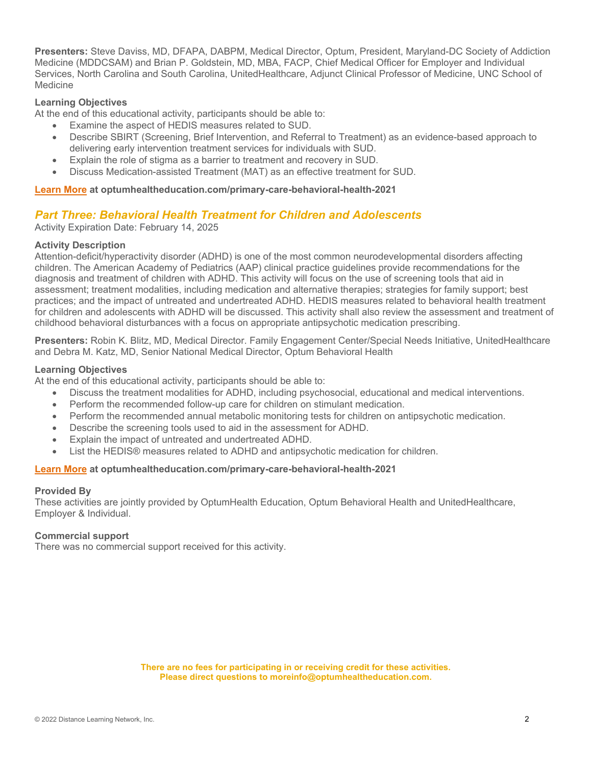**Presenters:** Steve Daviss, MD, DFAPA, DABPM, Medical Director, Optum, President, Maryland-DC Society of Addiction Medicine (MDDCSAM) and Brian P. Goldstein, MD, MBA, FACP, Chief Medical Officer for Employer and Individual Services, North Carolina and South Carolina, UnitedHealthcare, Adjunct Clinical Professor of Medicine, UNC School of Medicine

**Learning Objectives**

At the end of this educational activity, participants should be able to:

- Examine the aspect of HEDIS measures related to SUD.
- Describe SBIRT (Screening, Brief Intervention, and Referral to Treatment) as an evidence-based approach to delivering early intervention treatment services for individuals with SUD.
- Explain the role of stigma as a barrier to treatment and recovery in SUD.
- Discuss Medication-assisted Treatment (MAT) as an effective treatment for SUD.

**Learn More at optumhealtheducation.com/primary-care-behavioral-health-2021**

## *Part Three: Behavioral Health Treatment for Children and Adolescents*

Activity Expiration Date: February 14, 2025

**Activity Description**

Attention-deficit/hyperactivity disorder (ADHD) is one of the most common neurodevelopmental disorders affecting children. The American Academy of Pediatrics (AAP) clinical practice guidelines provide recommendations for the diagnosis and treatment of children with ADHD. This activity will focus on the use of screening tools that aid in assessment; treatment modalities, including medication and alternative therapies; strategies for family support; best practices; and the impact of untreated and undertreated ADHD. HEDIS measures related to behavioral health treatment for children and adolescents with ADHD will be discussed. This activity shall also review the assessment and treatment of childhood behavioral disturbances with a focus on appropriate antipsychotic medication prescribing.

**Presenters:** Robin K. Blitz, MD, Medical Director. Family Engagement Center/Special Needs Initiative, UnitedHealthcare and Debra M. Katz, MD, Senior National Medical Director, Optum Behavioral Health

**Learning Objectives**

At the end of this educational activity, participants should be able to:

- Discuss the treatment modalities for ADHD, including psychosocial, educational and medical interventions.
- Perform the recommended follow-up care for children on stimulant medication.
- Perform the recommended annual metabolic monitoring tests for children on antipsychotic medication.
- Describe the screening tools used to aid in the assessment for ADHD.
- Explain the impact of untreated and undertreated ADHD.
- List the HEDIS® measures related to ADHD and antipsychotic medication for children.

**Learn More at optumhealtheducation.com/primary-care-behavioral-health-2021**

**Provided By**

These activities are jointly provided by OptumHealth Education, Optum Behavioral Health and UnitedHealthcare, Employer & Individual.

**Commercial support**

There was no commercial support received for this activity.

**There are no fees for participating in or receiving credit for these activities.**
**Please direct questions to moreinfo@optumhealtheducation.com.**

© 2022 Distance Learning Network, Inc.